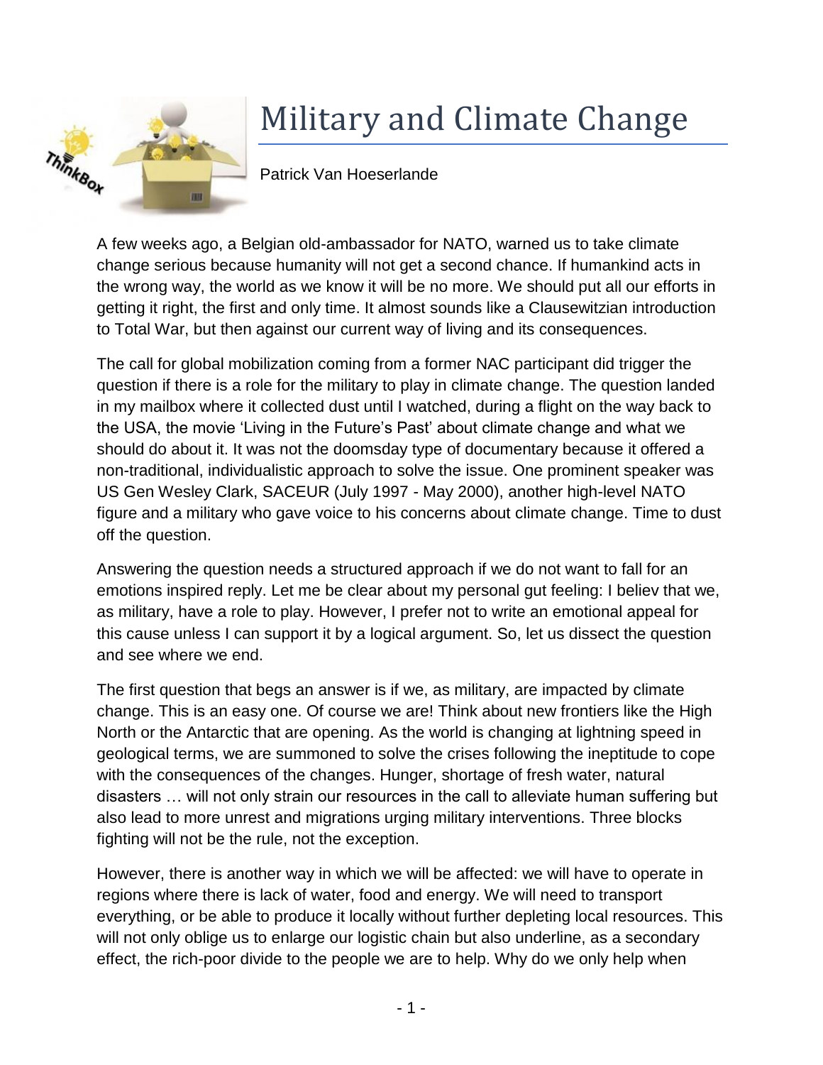# Military and Climate Change

Patrick Van Hoeserlande

A few weeks ago, a Belgian old-ambassador for NATO, warned us to take climate change serious because humanity will not get a second chance. If humankind acts in the wrong way, the world as we know it will be no more. We should put all our efforts in getting it right, the first and only time. It almost sounds like a Clausewitzian introduction to Total War, but then against our current way of living and its consequences.

The call for global mobilization coming from a former NAC participant did trigger the question if there is a role for the military to play in climate change. The question landed in my mailbox where it collected dust until I watched, during a flight on the way back to the USA, the movie 'Living in the Future's Past' about climate change and what we should do about it. It was not the doomsday type of documentary because it offered a non-traditional, individualistic approach to solve the issue. One prominent speaker was US Gen Wesley Clark, SACEUR (July 1997 - May 2000), another high-level NATO figure and a military who gave voice to his concerns about climate change. Time to dust off the question.

Answering the question needs a structured approach if we do not want to fall for an emotions inspired reply. Let me be clear about my personal gut feeling: I believ that we, as military, have a role to play. However, I prefer not to write an emotional appeal for this cause unless I can support it by a logical argument. So, let us dissect the question and see where we end.

The first question that begs an answer is if we, as military, are impacted by climate change. This is an easy one. Of course we are! Think about new frontiers like the High North or the Antarctic that are opening. As the world is changing at lightning speed in geological terms, we are summoned to solve the crises following the ineptitude to cope with the consequences of the changes. Hunger, shortage of fresh water, natural disasters … will not only strain our resources in the call to alleviate human suffering but also lead to more unrest and migrations urging military interventions. Three blocks fighting will not be the rule, not the exception.

However, there is another way in which we will be affected: we will have to operate in regions where there is lack of water, food and energy. We will need to transport everything, or be able to produce it locally without further depleting local resources. This will not only oblige us to enlarge our logistic chain but also underline, as a secondary effect, the rich-poor divide to the people we are to help. Why do we only help when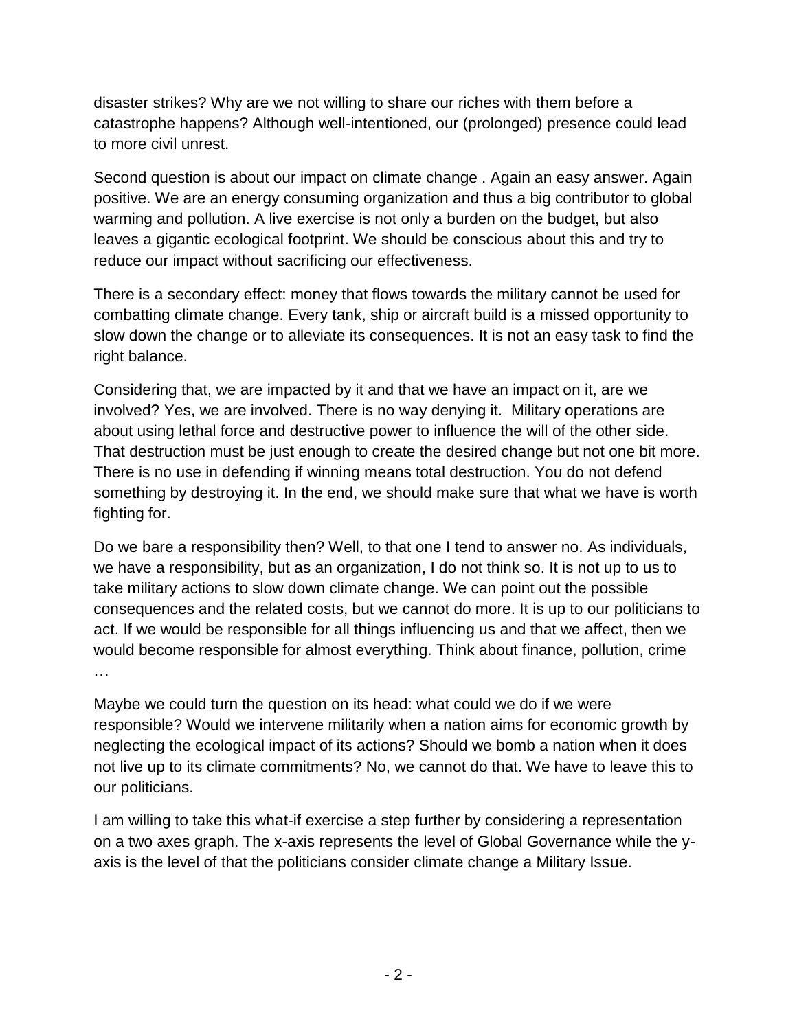disaster strikes? Why are we not willing to share our riches with them before a catastrophe happens? Although well-intentioned, our (prolonged) presence could lead to more civil unrest.

Second question is about our impact on climate change . Again an easy answer. Again positive. We are an energy consuming organization and thus a big contributor to global warming and pollution. A live exercise is not only a burden on the budget, but also leaves a gigantic ecological footprint. We should be conscious about this and try to reduce our impact without sacrificing our effectiveness.

There is a secondary effect: money that flows towards the military cannot be used for combatting climate change. Every tank, ship or aircraft build is a missed opportunity to slow down the change or to alleviate its consequences. It is not an easy task to find the right balance.

Considering that, we are impacted by it and that we have an impact on it, are we involved? Yes, we are involved. There is no way denying it. Military operations are about using lethal force and destructive power to influence the will of the other side. That destruction must be just enough to create the desired change but not one bit more. There is no use in defending if winning means total destruction. You do not defend something by destroying it. In the end, we should make sure that what we have is worth fighting for.

Do we bare a responsibility then? Well, to that one I tend to answer no. As individuals, we have a responsibility, but as an organization, I do not think so. It is not up to us to take military actions to slow down climate change. We can point out the possible consequences and the related costs, but we cannot do more. It is up to our politicians to act. If we would be responsible for all things influencing us and that we affect, then we would become responsible for almost everything. Think about finance, pollution, crime …

Maybe we could turn the question on its head: what could we do if we were responsible? Would we intervene militarily when a nation aims for economic growth by neglecting the ecological impact of its actions? Should we bomb a nation when it does not live up to its climate commitments? No, we cannot do that. We have to leave this to our politicians.

I am willing to take this what-if exercise a step further by considering a representation on a two axes graph. The x-axis represents the level of Global Governance while the y-axis is the level of that the politicians consider climate change a Military Issue.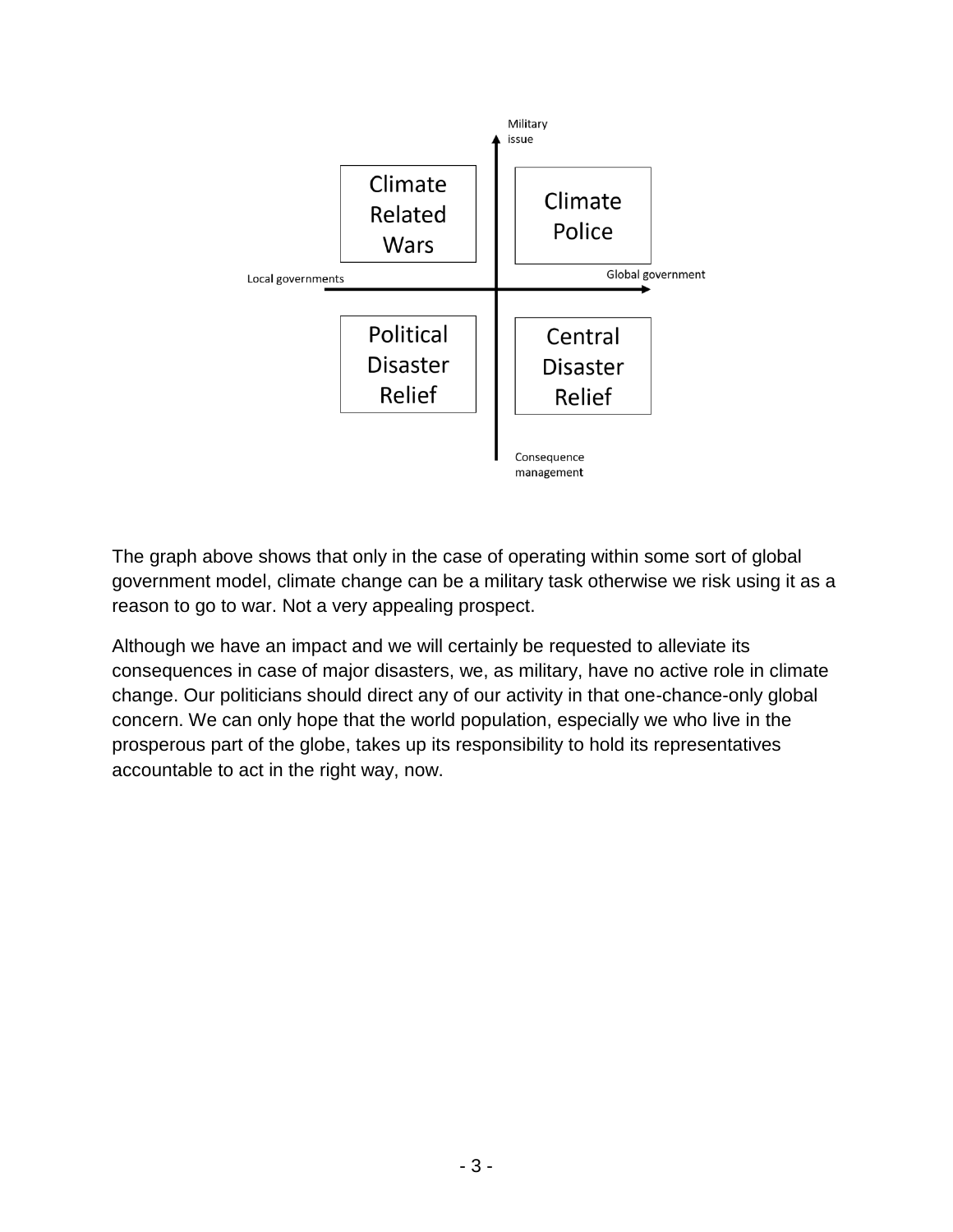Military issue

Climate Related Wars

Climate Police

Local governments

Global government

Political Disaster Relief

Central Disaster Relief

Consequence management

The graph above shows that only in the case of operating within some sort of global government model, climate change can be a military task otherwise we risk using it as a reason to go to war. Not a very appealing prospect.

Although we have an impact and we will certainly be requested to alleviate its consequences in case of major disasters, we, as military, have no active role in climate change. Our politicians should direct any of our activity in that one-chance-only global concern. We can only hope that the world population, especially we who live in the prosperous part of the globe, takes up its responsibility to hold its representatives accountable to act in the right way, now.